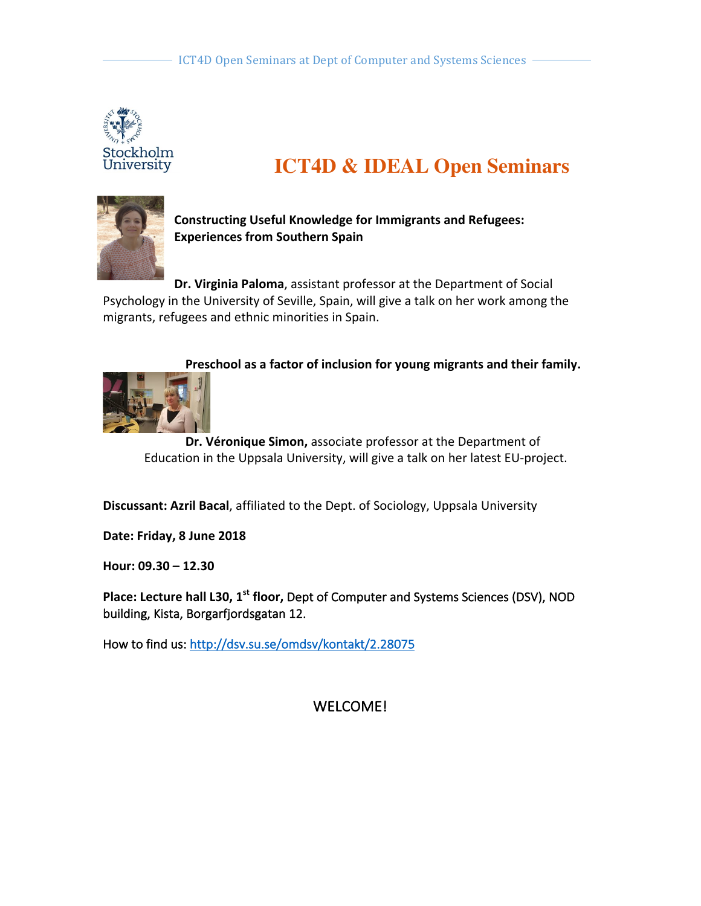# ICT4D & IDEAL Open Seminars

**Constructing Useful Knowledge for Immigrants and Refugees: Experiences from Southern Spain**

**Dr. Virginia Paloma**, assistant professor at the Department of Social Psychology in the University of Seville, Spain, will give a talk on her work among the migrants, refugees and ethnic minorities in Spain.

**Preschool as a factor of inclusion for young migrants and their family.**

**Dr. Véronique Simon,** associate professor at the Department of Education in the Uppsala University, will give a talk on her latest EU-project.

**Discussant: Azril Bacal**, affiliated to the Dept. of Sociology, Uppsala University

**Date: Friday, 8 June 2018**

**Hour: 09.30 – 12.30**

**Place: Lecture hall L30, 1st floor,** Dept of Computer and Systems Sciences (DSV), NOD building, Kista, Borgarfjordsgatan 12.

How to find us: http://dsv.su.se/omdsv/kontakt/2.28075

WELCOME!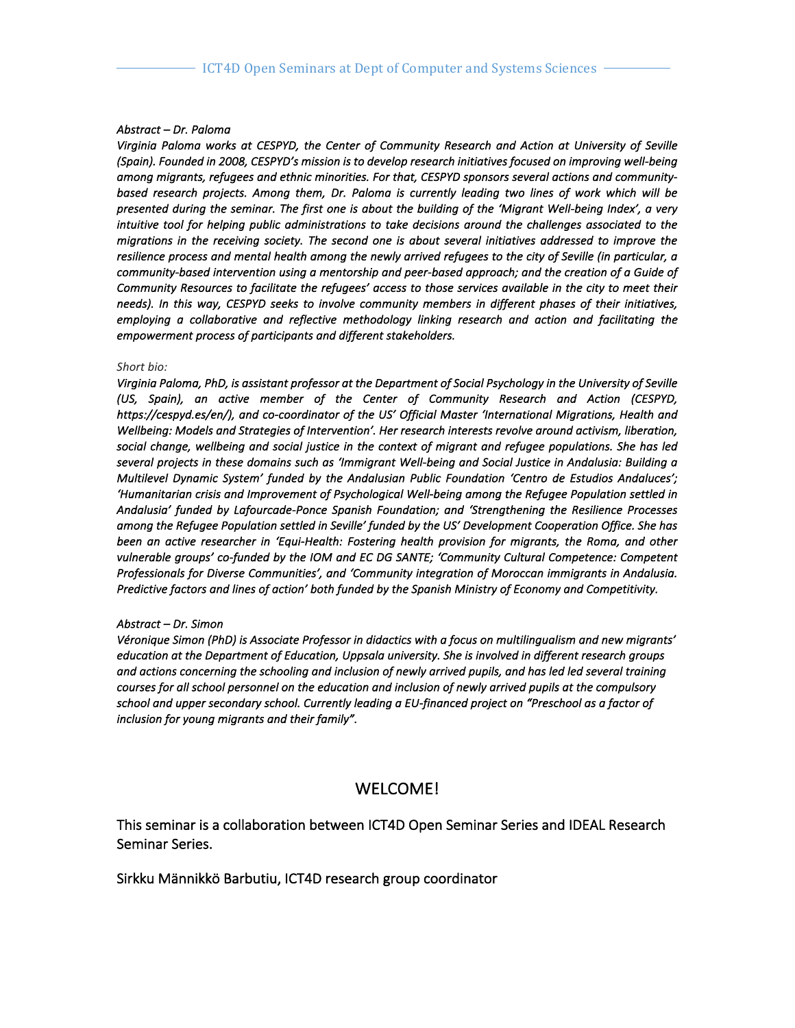*Abstract – Dr. Paloma*

*Virginia Paloma works at CESPYD, the Center of Community Research and Action at University of Seville (Spain). Founded in 2008, CESPYD's mission is to develop research initiatives focused on improving well-being among migrants, refugees and ethnic minorities. For that, CESPYD sponsors several actions and community-based research projects. Among them, Dr. Paloma is currently leading two lines of work which will be presented during the seminar. The first one is about the building of the 'Migrant Well-being Index', a very intuitive tool for helping public administrations to take decisions around the challenges associated to the migrations in the receiving society. The second one is about several initiatives addressed to improve the resilience process and mental health among the newly arrived refugees to the city of Seville (in particular, a community-based intervention using a mentorship and peer-based approach; and the creation of a Guide of Community Resources to facilitate the refugees' access to those services available in the city to meet their needs). In this way, CESPYD seeks to involve community members in different phases of their initiatives, employing a collaborative and reflective methodology linking research and action and facilitating the empowerment process of participants and different stakeholders.*

*Short bio:*

*Virginia Paloma, PhD, is assistant professor at the Department of Social Psychology in the University of Seville (US, Spain), an active member of the Center of Community Research and Action (CESPYD, https://cespyd.es/en/), and co-coordinator of the US' Official Master 'International Migrations, Health and Wellbeing: Models and Strategies of Intervention'. Her research interests revolve around activism, liberation, social change, wellbeing and social justice in the context of migrant and refugee populations. She has led several projects in these domains such as 'Immigrant Well-being and Social Justice in Andalusia: Building a Multilevel Dynamic System' funded by the Andalusian Public Foundation 'Centro de Estudios Andaluces'; 'Humanitarian crisis and Improvement of Psychological Well-being among the Refugee Population settled in Andalusia' funded by Lafourcade-Ponce Spanish Foundation; and 'Strengthening the Resilience Processes among the Refugee Population settled in Seville' funded by the US' Development Cooperation Office. She has been an active researcher in 'Equi-Health: Fostering health provision for migrants, the Roma, and other vulnerable groups' co-funded by the IOM and EC DG SANTE; 'Community Cultural Competence: Competent Professionals for Diverse Communities', and 'Community integration of Moroccan immigrants in Andalusia. Predictive factors and lines of action' both funded by the Spanish Ministry of Economy and Competitivity.*

*Abstract – Dr. Simon*

*Véronique Simon (PhD) is Associate Professor in didactics with a focus on multilingualism and new migrants' education at the Department of Education, Uppsala university. She is involved in different research groups and actions concerning the schooling and inclusion of newly arrived pupils, and has led led several training courses for all school personnel on the education and inclusion of newly arrived pupils at the compulsory school and upper secondary school. Currently leading a EU-financed project on "Preschool as a factor of inclusion for young migrants and their family".*

## WELCOME!

This seminar is a collaboration between ICT4D Open Seminar Series and IDEAL Research Seminar Series.

Sirkku Männikkö Barbutiu, ICT4D research group coordinator